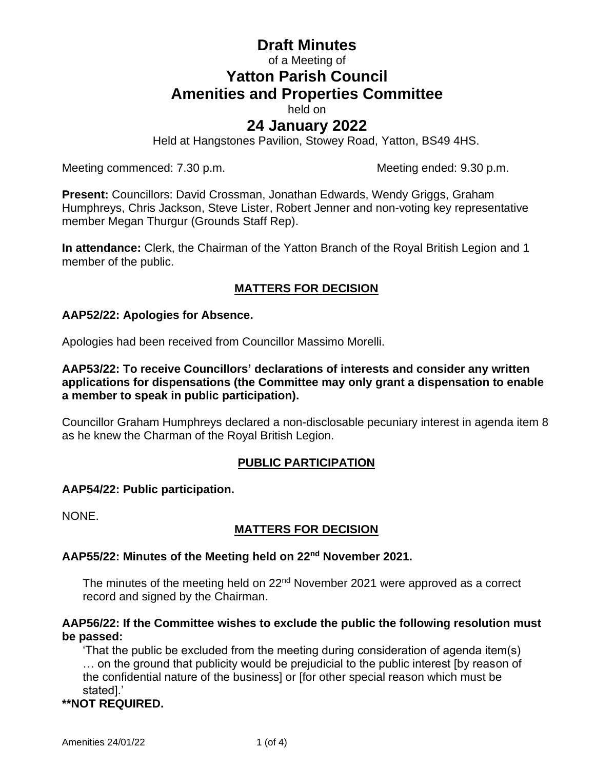# Draft Minutes

of a Meeting of

# Yatton Parish Council
# Amenities and Properties Committee

held on

## 24 January 2022

Held at Hangstones Pavilion, Stowey Road, Yatton, BS49 4HS.

Meeting commenced: 7.30 p.m. Meeting ended: 9.30 p.m.

**Present:** Councillors: David Crossman, Jonathan Edwards, Wendy Griggs, Graham Humphreys, Chris Jackson, Steve Lister, Robert Jenner and non-voting key representative member Megan Thurgur (Grounds Staff Rep).

**In attendance:** Clerk, the Chairman of the Yatton Branch of the Royal British Legion and 1 member of the public.

**MATTERS FOR DECISION**

**AAP52/22: Apologies for Absence.**

Apologies had been received from Councillor Massimo Morelli.

**AAP53/22: To receive Councillors' declarations of interests and consider any written applications for dispensations (the Committee may only grant a dispensation to enable a member to speak in public participation).**

Councillor Graham Humphreys declared a non-disclosable pecuniary interest in agenda item 8 as he knew the Charman of the Royal British Legion.

**PUBLIC PARTICIPATION**

**AAP54/22: Public participation.**

NONE.

**MATTERS FOR DECISION**

**AAP55/22: Minutes of the Meeting held on 22nd November 2021.**

The minutes of the meeting held on 22nd November 2021 were approved as a correct record and signed by the Chairman.

**AAP56/22: If the Committee wishes to exclude the public the following resolution must be passed:**

'That the public be excluded from the meeting during consideration of agenda item(s) … on the ground that publicity would be prejudicial to the public interest [by reason of the confidential nature of the business] or [for other special reason which must be stated].'

**\*\*NOT REQUIRED.**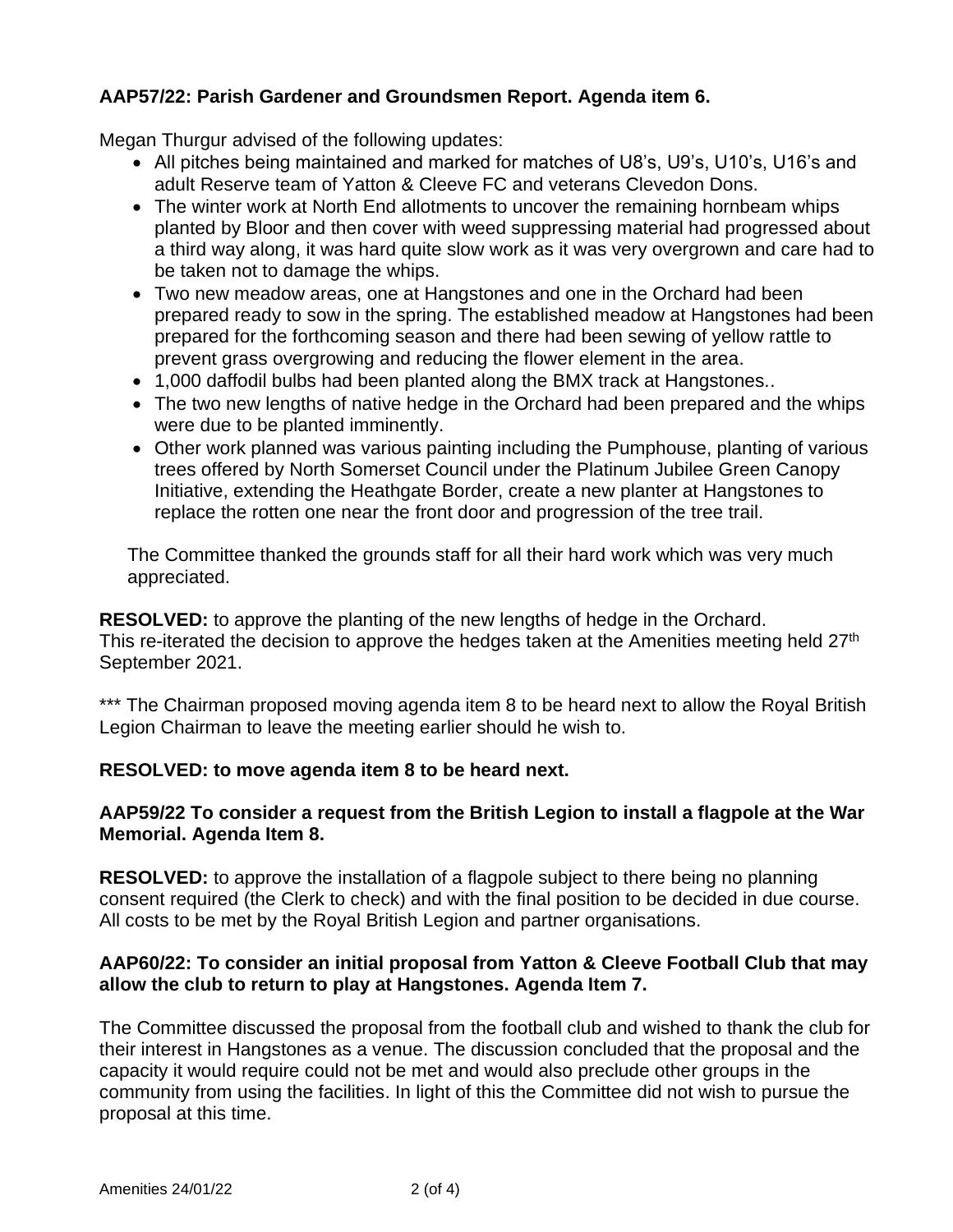**AAP57/22: Parish Gardener and Groundsmen Report. Agenda item 6.**

Megan Thurgur advised of the following updates:

- All pitches being maintained and marked for matches of U8's, U9's, U10's, U16's and adult Reserve team of Yatton & Cleeve FC and veterans Clevedon Dons.
- The winter work at North End allotments to uncover the remaining hornbeam whips planted by Bloor and then cover with weed suppressing material had progressed about a third way along, it was hard quite slow work as it was very overgrown and care had to be taken not to damage the whips.
- Two new meadow areas, one at Hangstones and one in the Orchard had been prepared ready to sow in the spring. The established meadow at Hangstones had been prepared for the forthcoming season and there had been sewing of yellow rattle to prevent grass overgrowing and reducing the flower element in the area.
- 1,000 daffodil bulbs had been planted along the BMX track at Hangstones..
- The two new lengths of native hedge in the Orchard had been prepared and the whips were due to be planted imminently.
- Other work planned was various painting including the Pumphouse, planting of various trees offered by North Somerset Council under the Platinum Jubilee Green Canopy Initiative, extending the Heathgate Border, create a new planter at Hangstones to replace the rotten one near the front door and progression of the tree trail.

The Committee thanked the grounds staff for all their hard work which was very much appreciated.

**RESOLVED:** to approve the planting of the new lengths of hedge in the Orchard. This re-iterated the decision to approve the hedges taken at the Amenities meeting held 27th September 2021.

*** The Chairman proposed moving agenda item 8 to be heard next to allow the Royal British Legion Chairman to leave the meeting earlier should he wish to.

**RESOLVED: to move agenda item 8 to be heard next.**

**AAP59/22 To consider a request from the British Legion to install a flagpole at the War Memorial. Agenda Item 8.**

**RESOLVED:** to approve the installation of a flagpole subject to there being no planning consent required (the Clerk to check) and with the final position to be decided in due course. All costs to be met by the Royal British Legion and partner organisations.

**AAP60/22: To consider an initial proposal from Yatton & Cleeve Football Club that may allow the club to return to play at Hangstones. Agenda Item 7.**

The Committee discussed the proposal from the football club and wished to thank the club for their interest in Hangstones as a venue. The discussion concluded that the proposal and the capacity it would require could not be met and would also preclude other groups in the community from using the facilities. In light of this the Committee did not wish to pursue the proposal at this time.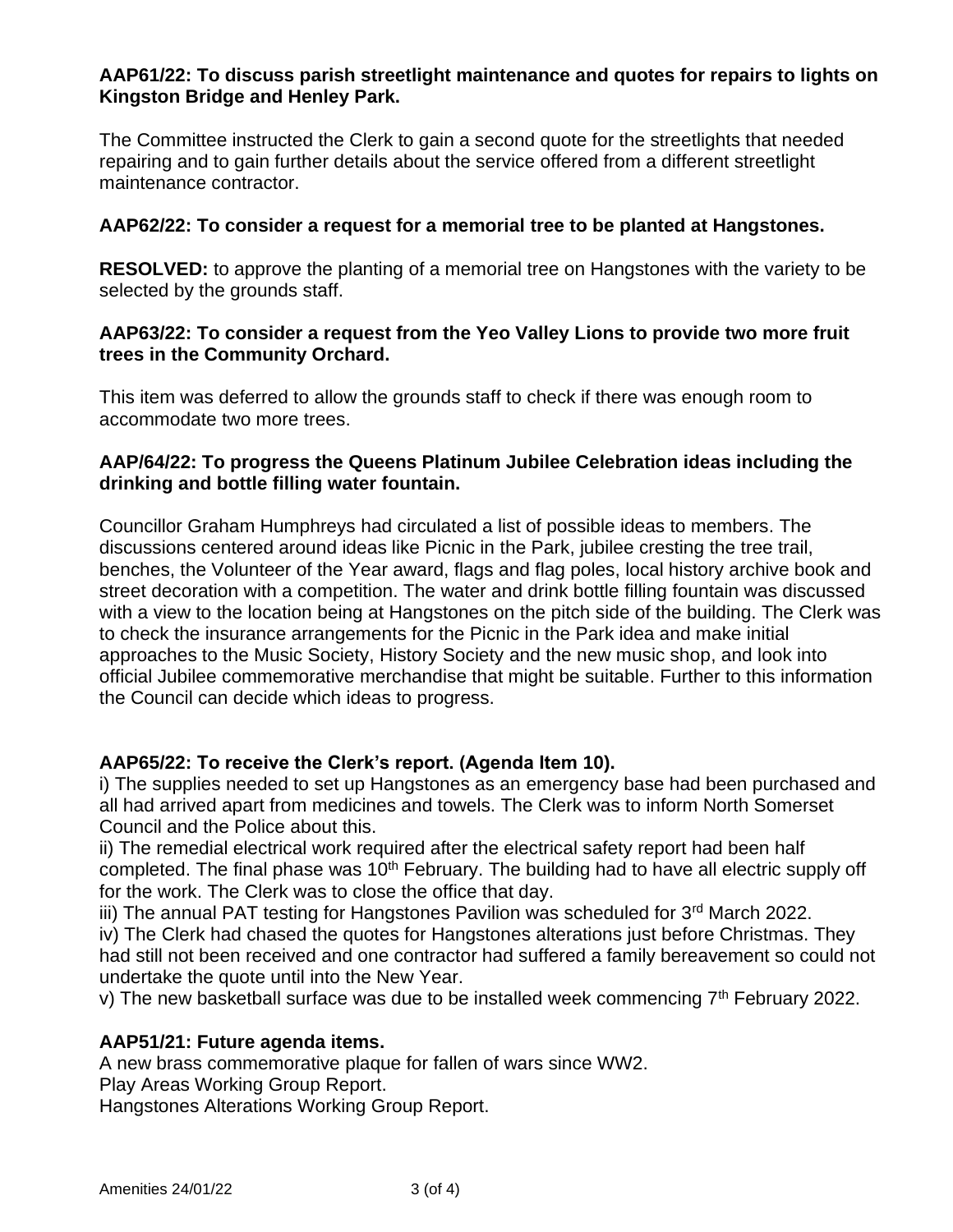**AAP61/22: To discuss parish streetlight maintenance and quotes for repairs to lights on Kingston Bridge and Henley Park.**

The Committee instructed the Clerk to gain a second quote for the streetlights that needed repairing and to gain further details about the service offered from a different streetlight maintenance contractor.

**AAP62/22: To consider a request for a memorial tree to be planted at Hangstones.**

**RESOLVED:** to approve the planting of a memorial tree on Hangstones with the variety to be selected by the grounds staff.

**AAP63/22: To consider a request from the Yeo Valley Lions to provide two more fruit trees in the Community Orchard.**

This item was deferred to allow the grounds staff to check if there was enough room to accommodate two more trees.

**AAP/64/22: To progress the Queens Platinum Jubilee Celebration ideas including the drinking and bottle filling water fountain.**

Councillor Graham Humphreys had circulated a list of possible ideas to members. The discussions centered around ideas like Picnic in the Park, jubilee cresting the tree trail, benches, the Volunteer of the Year award, flags and flag poles, local history archive book and street decoration with a competition. The water and drink bottle filling fountain was discussed with a view to the location being at Hangstones on the pitch side of the building. The Clerk was to check the insurance arrangements for the Picnic in the Park idea and make initial approaches to the Music Society, History Society and the new music shop, and look into official Jubilee commemorative merchandise that might be suitable. Further to this information the Council can decide which ideas to progress.

**AAP65/22: To receive the Clerk's report. (Agenda Item 10).**

i) The supplies needed to set up Hangstones as an emergency base had been purchased and all had arrived apart from medicines and towels. The Clerk was to inform North Somerset Council and the Police about this.
ii) The remedial electrical work required after the electrical safety report had been half completed. The final phase was 10th February. The building had to have all electric supply off for the work. The Clerk was to close the office that day.
iii) The annual PAT testing for Hangstones Pavilion was scheduled for 3rd March 2022.
iv) The Clerk had chased the quotes for Hangstones alterations just before Christmas. They had still not been received and one contractor had suffered a family bereavement so could not undertake the quote until into the New Year.
v) The new basketball surface was due to be installed week commencing 7th February 2022.

**AAP51/21: Future agenda items.**

A new brass commemorative plaque for fallen of wars since WW2.
Play Areas Working Group Report.
Hangstones Alterations Working Group Report.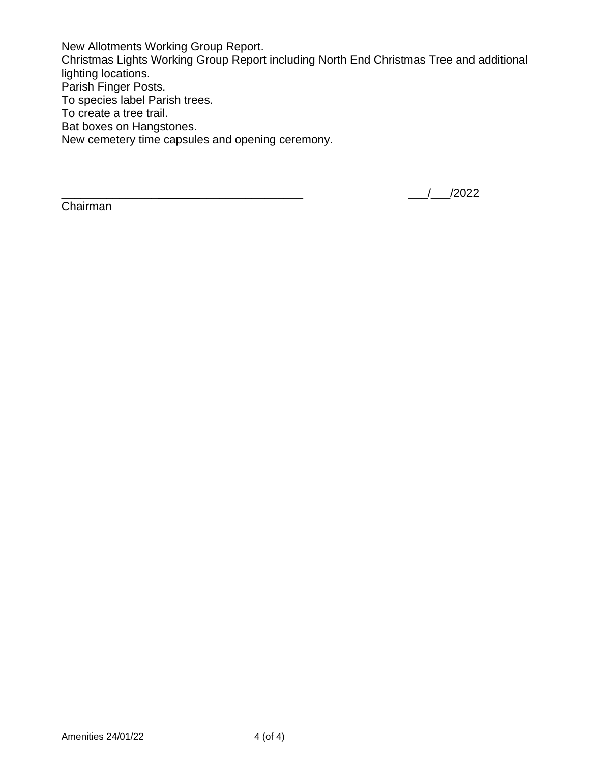New Allotments Working Group Report.
Christmas Lights Working Group Report including North End Christmas Tree and additional lighting locations.
Parish Finger Posts.
To species label Parish trees.
To create a tree trail.
Bat boxes on Hangstones.
New cemetery time capsules and opening ceremony.

_______________________________________ ___/___/2022
Chairman